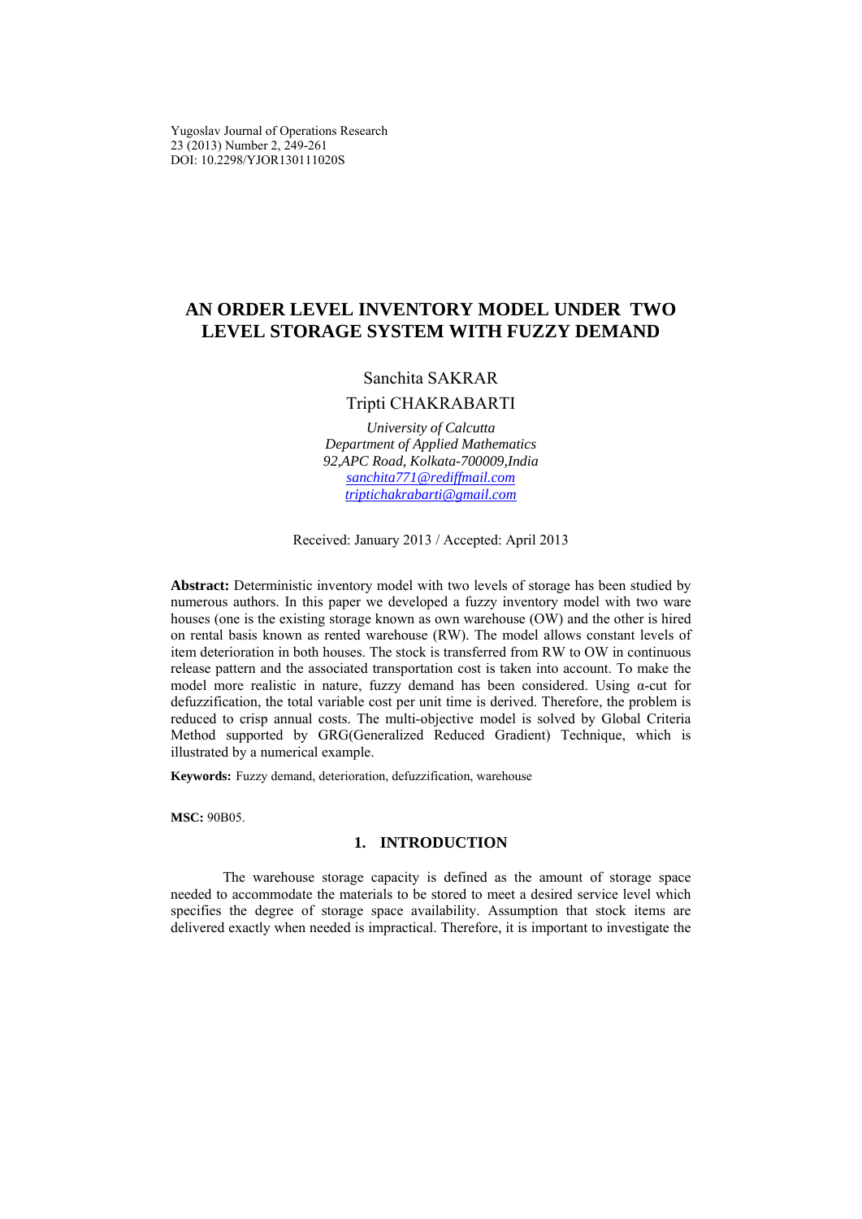# AN ORDER LEVEL INVENTORY MODEL UNDER TWO LEVEL STORAGE SYSTEM WITH FUZZY DEMAND

Sanchita SAKRAR

Tripti CHAKRABARTI

*University of Calcutta*
*Department of Applied Mathematics*
*92,APC Road, Kolkata-700009,India*
sanchita771@rediffmail.com
triptichakrabarti@gmail.com

Received: January 2013 / Accepted: April 2013

**Abstract:** Deterministic inventory model with two levels of storage has been studied by numerous authors. In this paper we developed a fuzzy inventory model with two ware houses (one is the existing storage known as own warehouse (OW) and the other is hired on rental basis known as rented warehouse (RW). The model allows constant levels of item deterioration in both houses. The stock is transferred from RW to OW in continuous release pattern and the associated transportation cost is taken into account. To make the model more realistic in nature, fuzzy demand has been considered. Using α-cut for defuzzification, the total variable cost per unit time is derived. Therefore, the problem is reduced to crisp annual costs. The multi-objective model is solved by Global Criteria Method supported by GRG(Generalized Reduced Gradient) Technique, which is illustrated by a numerical example.

**Keywords:** Fuzzy demand, deterioration, defuzzification, warehouse

**MSC:** 90B05.

## 1. INTRODUCTION

The warehouse storage capacity is defined as the amount of storage space needed to accommodate the materials to be stored to meet a desired service level which specifies the degree of storage space availability. Assumption that stock items are delivered exactly when needed is impractical. Therefore, it is important to investigate the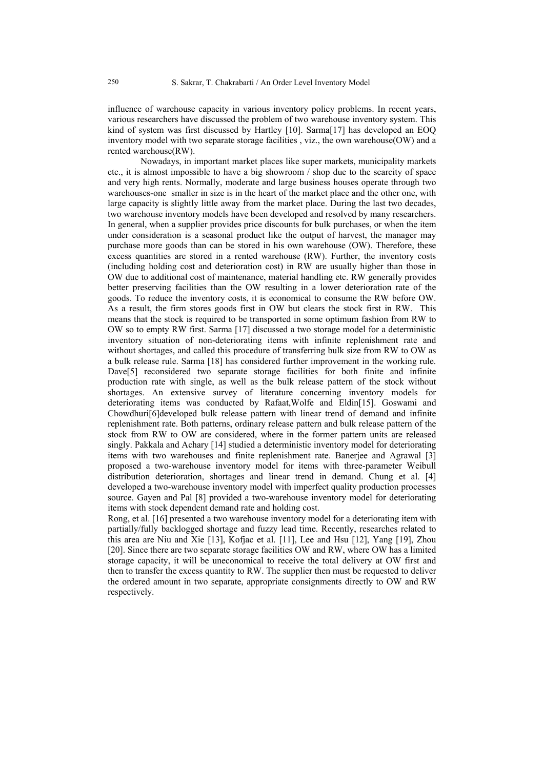influence of warehouse capacity in various inventory policy problems. In recent years, various researchers have discussed the problem of two warehouse inventory system. This kind of system was first discussed by Hartley [10]. Sarma[17] has developed an EOQ inventory model with two separate storage facilities , viz., the own warehouse(OW) and a rented warehouse(RW).

Nowadays, in important market places like super markets, municipality markets etc., it is almost impossible to have a big showroom / shop due to the scarcity of space and very high rents. Normally, moderate and large business houses operate through two warehouses-one smaller in size is in the heart of the market place and the other one, with large capacity is slightly little away from the market place. During the last two decades, two warehouse inventory models have been developed and resolved by many researchers. In general, when a supplier provides price discounts for bulk purchases, or when the item under consideration is a seasonal product like the output of harvest, the manager may purchase more goods than can be stored in his own warehouse (OW). Therefore, these excess quantities are stored in a rented warehouse (RW). Further, the inventory costs (including holding cost and deterioration cost) in RW are usually higher than those in OW due to additional cost of maintenance, material handling etc. RW generally provides better preserving facilities than the OW resulting in a lower deterioration rate of the goods. To reduce the inventory costs, it is economical to consume the RW before OW. As a result, the firm stores goods first in OW but clears the stock first in RW. This means that the stock is required to be transported in some optimum fashion from RW to OW so to empty RW first. Sarma [17] discussed a two storage model for a deterministic inventory situation of non-deteriorating items with infinite replenishment rate and without shortages, and called this procedure of transferring bulk size from RW to OW as a bulk release rule. Sarma [18] has considered further improvement in the working rule. Dave[5] reconsidered two separate storage facilities for both finite and infinite production rate with single, as well as the bulk release pattern of the stock without shortages. An extensive survey of literature concerning inventory models for deteriorating items was conducted by Rafaat,Wolfe and Eldin[15]. Goswami and Chowdhuri[6]developed bulk release pattern with linear trend of demand and infinite replenishment rate. Both patterns, ordinary release pattern and bulk release pattern of the stock from RW to OW are considered, where in the former pattern units are released singly. Pakkala and Achary [14] studied a deterministic inventory model for deteriorating items with two warehouses and finite replenishment rate. Banerjee and Agrawal [3] proposed a two-warehouse inventory model for items with three-parameter Weibull distribution deterioration, shortages and linear trend in demand. Chung et al. [4] developed a two-warehouse inventory model with imperfect quality production processes source. Gayen and Pal [8] provided a two-warehouse inventory model for deteriorating items with stock dependent demand rate and holding cost.

Rong, et al. [16] presented a two warehouse inventory model for a deteriorating item with partially/fully backlogged shortage and fuzzy lead time. Recently, researches related to this area are Niu and Xie [13], Kofjac et al. [11], Lee and Hsu [12], Yang [19], Zhou [20]. Since there are two separate storage facilities OW and RW, where OW has a limited storage capacity, it will be uneconomical to receive the total delivery at OW first and then to transfer the excess quantity to RW. The supplier then must be requested to deliver the ordered amount in two separate, appropriate consignments directly to OW and RW respectively.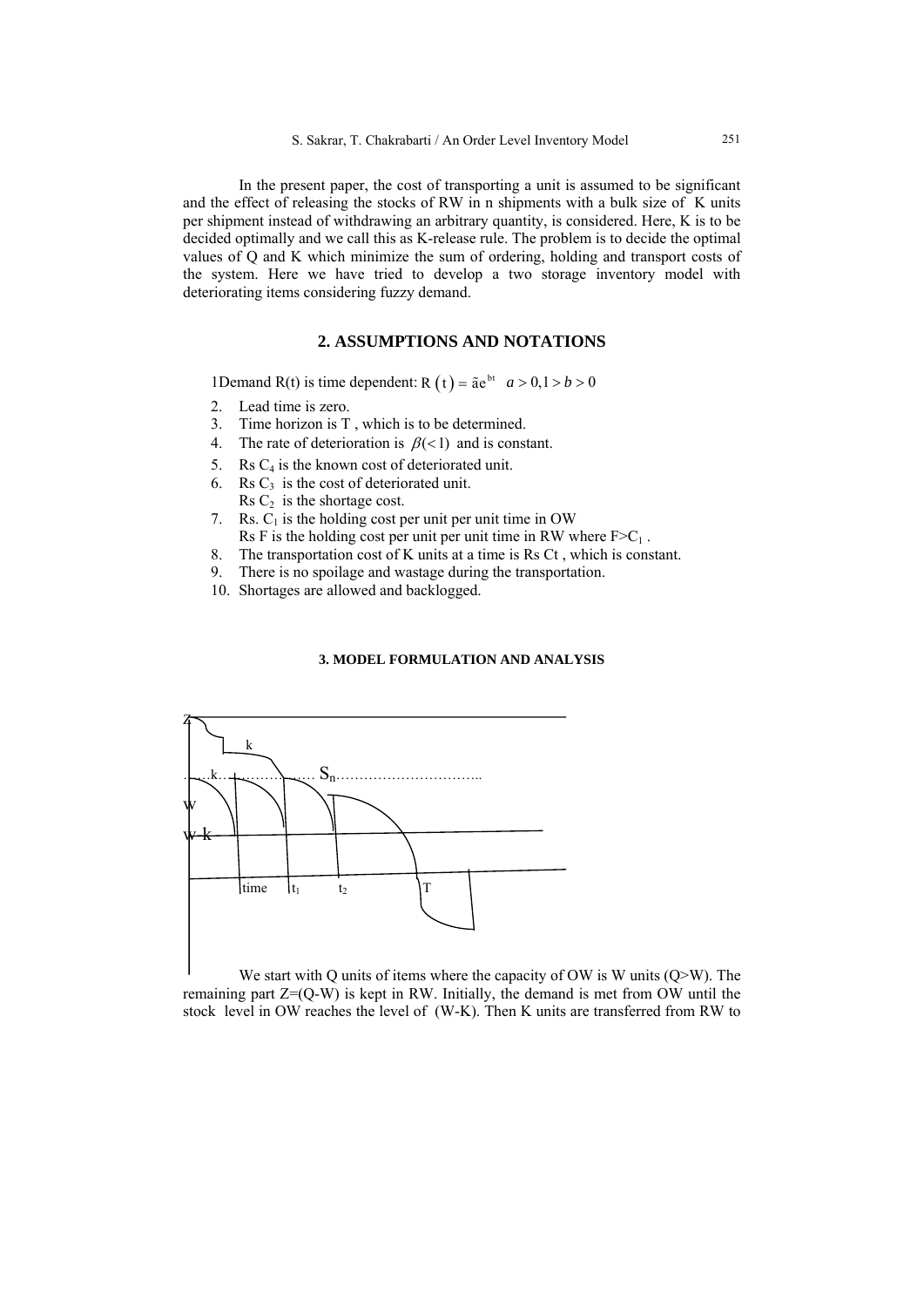In the present paper, the cost of transporting a unit is assumed to be significant and the effect of releasing the stocks of RW in n shipments with a bulk size of K units per shipment instead of withdrawing an arbitrary quantity, is considered. Here, K is to be decided optimally and we call this as K-release rule. The problem is to decide the optimal values of Q and K which minimize the sum of ordering, holding and transport costs of the system. Here we have tried to develop a two storage inventory model with deteriorating items considering fuzzy demand.

## 2. ASSUMPTIONS AND NOTATIONS

1Demand R(t) is time dependent: $R(t) = \tilde{a}e^{bt} \quad a > 0, 1 > b > 0$

2. Lead time is zero.
3. Time horizon is T , which is to be determined.
4. The rate of deterioration is $\beta(<1)$ and is constant.
5. Rs $C_4$ is the known cost of deteriorated unit.
6. Rs $C_3$ is the cost of deteriorated unit.
   Rs $C_2$ is the shortage cost.
7. Rs. $C_1$ is the holding cost per unit per unit time in OW
   Rs F is the holding cost per unit per unit time in RW where $F > C_1$ .
8. The transportation cost of K units at a time is Rs Ct , which is constant.
9. There is no spoilage and wastage during the transportation.
10. Shortages are allowed and backlogged.

## 3. MODEL FORMULATION AND ANALYSIS

We start with Q units of items where the capacity of OW is W units (Q>W). The remaining part Z=(Q-W) is kept in RW. Initially, the demand is met from OW until the stock level in OW reaches the level of (W-K). Then K units are transferred from RW to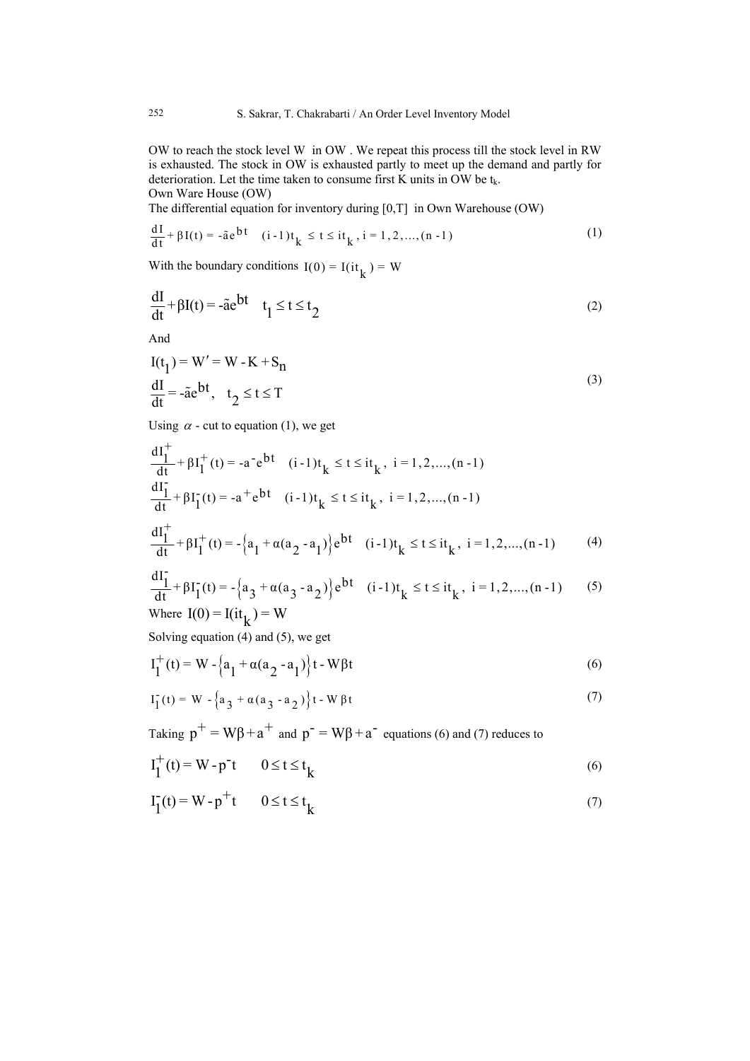OW to reach the stock level W in OW . We repeat this process till the stock level in RW is exhausted. The stock in OW is exhausted partly to meet up the demand and partly for deterioration. Let the time taken to consume first K units in OW be $t_k$.

Own Ware House (OW)

The differential equation for inventory during [0,T] in Own Warehouse (OW)

$$\frac{dI}{dt} + \beta I(t) = -\tilde{a}e^{bt} \quad (i-1)t_k \le t \le it_k, \; i = 1, 2, \ldots, (n-1) \tag{1}$$

With the boundary conditions $I(0) = I(it_k) = W$

$$\frac{dI}{dt} + \beta I(t) = -\tilde{a}e^{bt} \quad t_1 \le t \le t_2 \tag{2}$$

And

$$\begin{aligned} &I(t_1) = W' = W - K + S_n \\ &\frac{dI}{dt} = -\tilde{a}e^{bt}, \quad t_2 \le t \le T \end{aligned} \tag{3}$$

Using $\alpha$ - cut to equation (1), we get

$$\frac{dI_1^+}{dt} + \beta I_1^+(t) = -a^- e^{bt} \quad (i-1)t_k \le t \le it_k, \; i = 1, 2, \ldots, (n-1)$$

$$\frac{dI_1^-}{dt} + \beta I_1^-(t) = -a^+ e^{bt} \quad (i-1)t_k \le t \le it_k, \; i = 1, 2, \ldots, (n-1)$$

$$\frac{dI_1^+}{dt} + \beta I_1^+(t) = -\left\{a_1 + \alpha(a_2 - a_1)\right\}e^{bt} \quad (i-1)t_k \le t \le it_k, \; i = 1, 2, \ldots, (n-1) \tag{4}$$

$$\frac{dI_1^-}{dt} + \beta I_1^-(t) = -\left\{a_3 + \alpha(a_3 - a_2)\right\}e^{bt} \quad (i-1)t_k \le t \le it_k, \; i = 1, 2, \ldots, (n-1) \tag{5}$$

Where $I(0) = I(it_k) = W$

Solving equation (4) and (5), we get

$$I_1^+(t) = W - \left\{a_1 + \alpha(a_2 - a_1)\right\}t - W\beta t \tag{6}$$

$$I_1^-(t) = W - \left\{a_3 + \alpha(a_3 - a_2)\right\}t - W\beta t \tag{7}$$

Taking $p^+ = W\beta + a^+$ and $p^- = W\beta + a^-$ equations (6) and (7) reduces to

$$I_1^+(t) = W - p^- t \qquad 0 \le t \le t_k \tag{6}$$

$$I_1^-(t) = W - p^+ t \qquad 0 \le t \le t_k \tag{7}$$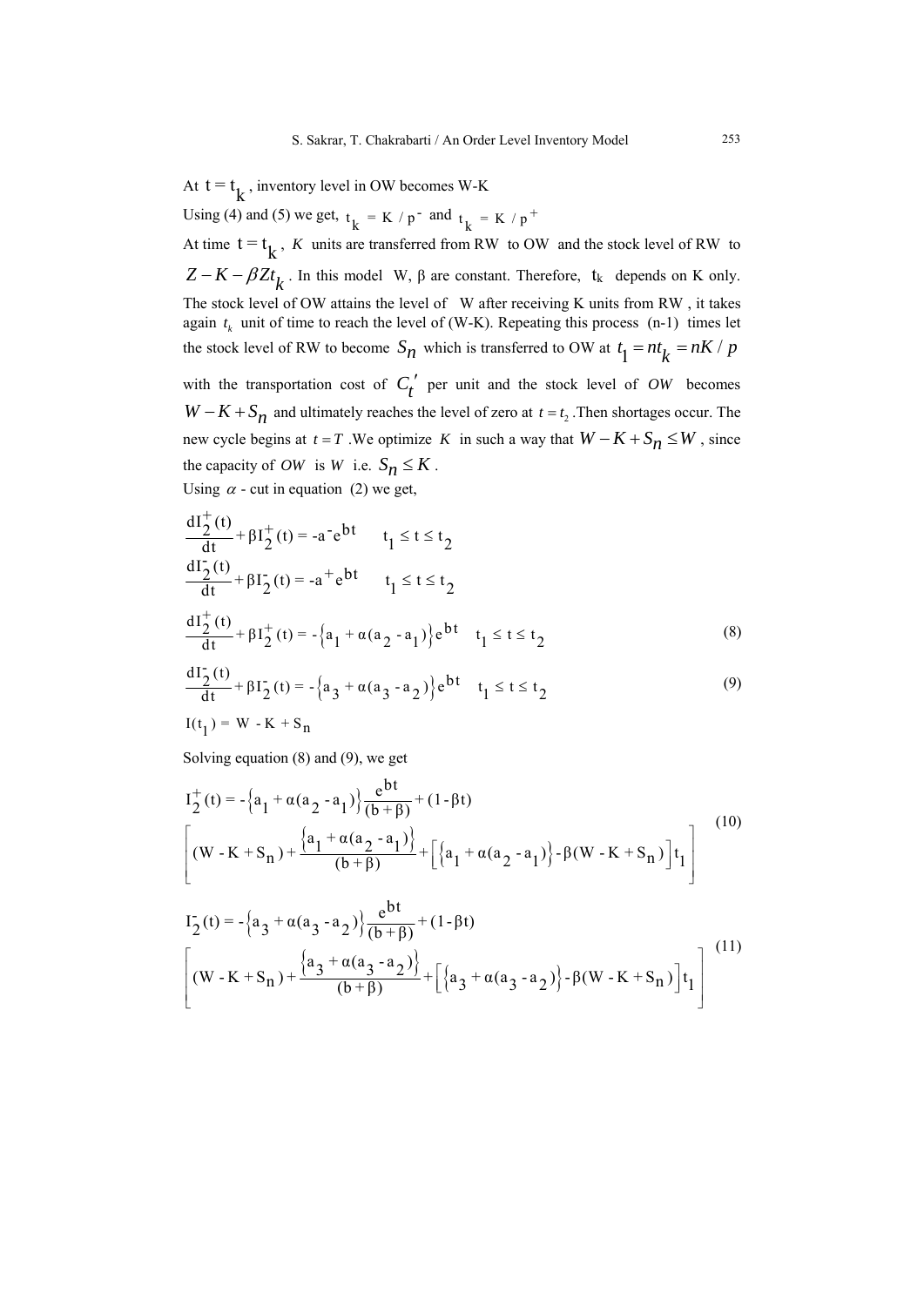At $t = t_k$, inventory level in OW becomes W-K

Using (4) and (5) we get, $t_k = K / p^-$ and $t_k = K / p^+$

At time $t = t_k$, $K$ units are transferred from RW to OW and the stock level of RW to $Z - K - \beta Z t_k$. In this model W, β are constant. Therefore, $t_k$ depends on K only. The stock level of OW attains the level of W after receiving K units from RW , it takes again $t_k$ unit of time to reach the level of (W-K). Repeating this process (n-1) times let the stock level of RW to become $S_n$ which is transferred to OW at $t_1 = nt_k = nK / p$ with the transportation cost of $C_t'$ per unit and the stock level of $OW$ becomes $W - K + S_n$ and ultimately reaches the level of zero at $t = t_2$.Then shortages occur. The new cycle begins at $t = T$ .We optimize $K$ in such a way that $W - K + S_n \leq W$, since the capacity of $OW$ is $W$ i.e. $S_n \leq K$.

Using $\alpha$ - cut in equation (2) we get,

$$\frac{dI_2^+(t)}{dt} + \beta I_2^+(t) = -a^- e^{bt} \qquad t_1 \leq t \leq t_2$$

$$\frac{dI_2^-(t)}{dt} + \beta I_2^-(t) = -a^+ e^{bt} \qquad t_1 \leq t \leq t_2$$

$$\frac{dI_2^+(t)}{dt} + \beta I_2^+(t) = -\left\{a_1 + \alpha(a_2 - a_1)\right\} e^{bt} \quad t_1 \leq t \leq t_2 \tag{8}$$

$$\frac{dI_2^-(t)}{dt} + \beta I_2^-(t) = -\left\{a_3 + \alpha(a_3 - a_2)\right\} e^{bt} \quad t_1 \leq t \leq t_2 \tag{9}$$

$$I(t_1) = W - K + S_n$$

Solving equation (8) and (9), we get

$$I_2^+(t) = -\left\{a_1 + \alpha(a_2 - a_1)\right\} \frac{e^{bt}}{(b+\beta)} + (1 - \beta t) \left[ (W - K + S_n) + \frac{\left\{a_1 + \alpha(a_2 - a_1)\right\}}{(b+\beta)} + \left[\left\{a_1 + \alpha(a_2 - a_1)\right\} - \beta(W - K + S_n)\right] t_1 \right] \tag{10}$$

$$I_2^-(t) = -\left\{a_3 + \alpha(a_3 - a_2)\right\} \frac{e^{bt}}{(b+\beta)} + (1 - \beta t) \left[ (W - K + S_n) + \frac{\left\{a_3 + \alpha(a_3 - a_2)\right\}}{(b+\beta)} + \left[\left\{a_3 + \alpha(a_3 - a_2)\right\} - \beta(W - K + S_n)\right] t_1 \right] \tag{11}$$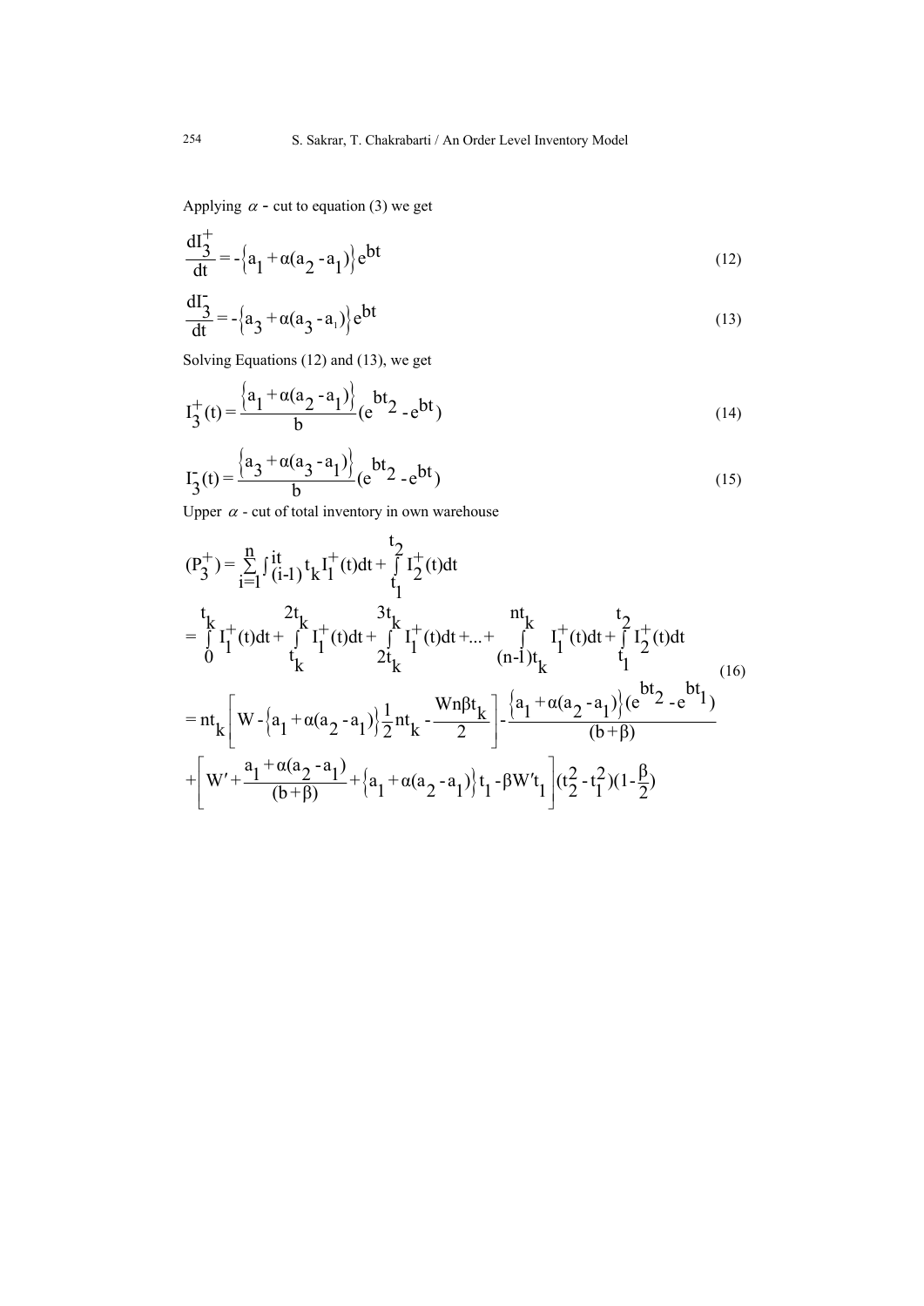Applying $\alpha$ - cut to equation (3) we get

$$\frac{dI_3^+}{dt} = -\{a_1 + \alpha(a_2 - a_1)\}e^{bt} \tag{12}$$

$$\frac{dI_3^-}{dt} = -\{a_3 + \alpha(a_3 - a_1)\}e^{bt} \tag{13}$$

Solving Equations (12) and (13), we get

$$I_3^+(t) = \frac{\{a_1 + \alpha(a_2 - a_1)\}}{b}(e^{bt_2} - e^{bt}) \tag{14}$$

$$I_3^-(t) = \frac{\{a_3 + \alpha(a_3 - a_1)\}}{b}(e^{bt_2} - e^{bt}) \tag{15}$$

Upper $\alpha$ - cut of total inventory in own warehouse

$$\begin{aligned}
(P_3^+) &= \sum_{i=1}^{n} \int_{(i-1)t_k}^{it_k} I_1^+(t)dt + \int_{t_1}^{t_2} I_2^+(t)dt \\
&= \int_0^{t_k} I_1^+(t)dt + \int_{t_k}^{2t_k} I_1^+(t)dt + \int_{2t_k}^{3t_k} I_1^+(t)dt + \ldots + \int_{(n-1)t_k}^{nt_k} I_1^+(t)dt + \int_{t_1}^{t_2} I_2^+(t)dt \\
&= nt_k\left[W - \{a_1 + \alpha(a_2 - a_1)\}\frac{1}{2}nt_k - \frac{Wn\beta t_k}{2}\right] - \frac{\{a_1 + \alpha(a_2 - a_1)\}(e^{bt_2} - e^{bt_1})}{(b+\beta)} \\
&\quad + \left[W' + \frac{a_1 + \alpha(a_2 - a_1)}{(b+\beta)} + \{a_1 + \alpha(a_2 - a_1)\}t_1 - \beta W' t_1\right](t_2^2 - t_1^2)(1 - \frac{\beta}{2})
\end{aligned} \tag{16}$$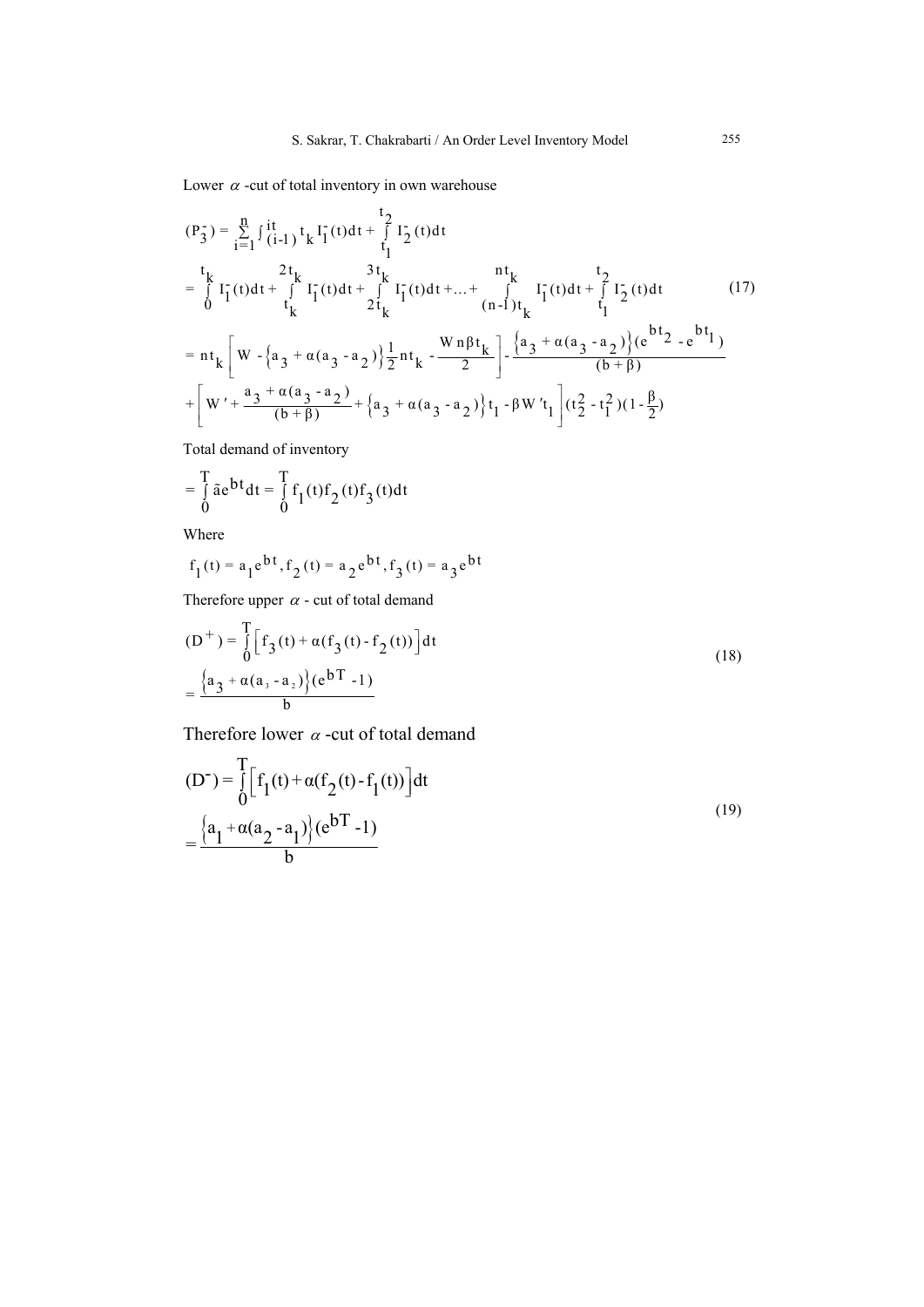Lower $\alpha$ -cut of total inventory in own warehouse

$$
\begin{aligned}
(P_3^-) &= \sum_{i=1}^{n} \int_{(i-1)t_k}^{it_k} I_1^-(t)dt + \int_{t_1}^{t_2} I_2^-(t)dt \\
&= \int_0^{t_k} I_1^-(t)dt + \int_{t_k}^{2t_k} I_1^-(t)dt + \int_{2t_k}^{3t_k} I_1^-(t)dt + \ldots + \int_{(n-1)t_k}^{nt_k} I_1^-(t)dt + \int_{t_1}^{t_2} I_2^-(t)dt \\
&= nt_k\left[W - \left\{a_3 + \alpha(a_3 - a_2)\right\}\frac{1}{2}nt_k - \frac{Wn\beta t_k}{2}\right] - \frac{\left\{a_3 + \alpha(a_3 - a_2)\right\}(e^{bt_2} - e^{bt_1})}{(b+\beta)} \\
&+ \left[W' + \frac{a_3 + \alpha(a_3 - a_2)}{(b+\beta)} + \left\{a_3 + \alpha(a_3 - a_2)\right\}t_1 - \beta W' t_1\right](t_2^2 - t_1^2)(1 - \frac{\beta}{2})
\end{aligned} \tag{17}
$$

Total demand of inventory

$$
= \int_0^T \tilde{a} e^{bt} dt = \int_0^T f_1(t) f_2(t) f_3(t) dt
$$

Where

$$
f_1(t) = a_1 e^{bt}, f_2(t) = a_2 e^{bt}, f_3(t) = a_3 e^{bt}
$$

Therefore upper $\alpha$ - cut of total demand

$$
\begin{aligned}
(D^+) &= \int_0^T \left[f_3(t) + \alpha(f_3(t) - f_2(t))\right] dt \\
&= \frac{\left\{a_3 + \alpha(a_3 - a_2)\right\}(e^{bT} - 1)}{b}
\end{aligned} \tag{18}
$$

Therefore lower $\alpha$ -cut of total demand

$$
\begin{aligned}
(D^-) &= \int_0^T \left[f_1(t) + \alpha(f_2(t) - f_1(t))\right] dt \\
&= \frac{\left\{a_1 + \alpha(a_2 - a_1)\right\}(e^{bT} - 1)}{b}
\end{aligned} \tag{19}
$$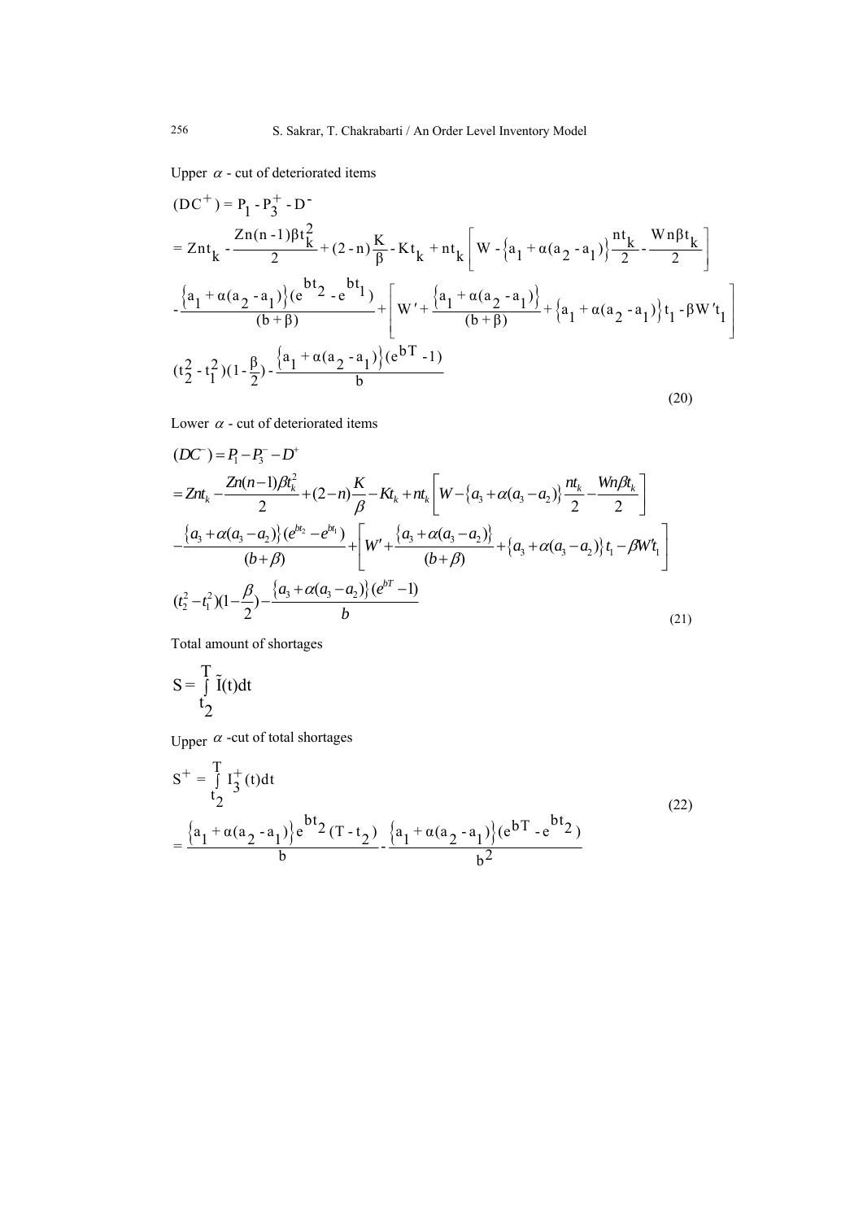Upper $\alpha$ - cut of deteriorated items

$$
\begin{aligned}
(DC^{+}) &= P_1 - P_3^{+} - D^{-} \\
&= Znt_k - \frac{Zn(n-1)\beta t_k^2}{2} + (2-n)\frac{K}{\beta} - Kt_k + nt_k\left[W - \left\{a_1 + \alpha(a_2 - a_1)\right\}\frac{nt_k}{2} - \frac{Wn\beta t_k}{2}\right] \\
&- \frac{\left\{a_1 + \alpha(a_2 - a_1)\right\}(e^{bt_2} - e^{bt_1})}{(b+\beta)} + \left[W' + \frac{\left\{a_1 + \alpha(a_2 - a_1)\right\}}{(b+\beta)} + \left\{a_1 + \alpha(a_2 - a_1)\right\}t_1 - \beta W' t_1\right] \\
&(t_2^2 - t_1^2)(1 - \frac{\beta}{2}) - \frac{\left\{a_1 + \alpha(a_2 - a_1)\right\}(e^{bT} - 1)}{b}
\end{aligned}
\tag{20}
$$

Lower $\alpha$ - cut of deteriorated items

$$
\begin{aligned}
(DC^{-}) &= P_1 - P_3^{-} - D^{+} \\
&= Znt_k - \frac{Zn(n-1)\beta t_k^2}{2} + (2-n)\frac{K}{\beta} - Kt_k + nt_k\left[W - \left\{a_3 + \alpha(a_3 - a_2)\right\}\frac{nt_k}{2} - \frac{Wn\beta t_k}{2}\right] \\
&- \frac{\left\{a_3 + \alpha(a_3 - a_2)\right\}(e^{bt_2} - e^{bt_1})}{(b+\beta)} + \left[W' + \frac{\left\{a_3 + \alpha(a_3 - a_2)\right\}}{(b+\beta)} + \left\{a_3 + \alpha(a_3 - a_2)\right\}t_1 - \beta W' t_1\right] \\
&(t_2^2 - t_1^2)(1 - \frac{\beta}{2}) - \frac{\left\{a_3 + \alpha(a_3 - a_2)\right\}(e^{bT} - 1)}{b}
\end{aligned}
\tag{21}
$$

Total amount of shortages

$$
S = \int_{t_2}^{T} \tilde{I}(t)dt
$$

Upper $\alpha$ -cut of total shortages

$$
\begin{aligned}
S^{+} &= \int_{t_2}^{T} I_3^{+}(t)dt \\
&= \frac{\left\{a_1 + \alpha(a_2 - a_1)\right\}e^{bt_2}(T - t_2)}{b} - \frac{\left\{a_1 + \alpha(a_2 - a_1)\right\}(e^{bT} - e^{bt_2})}{b^2}
\end{aligned}
\tag{22}
$$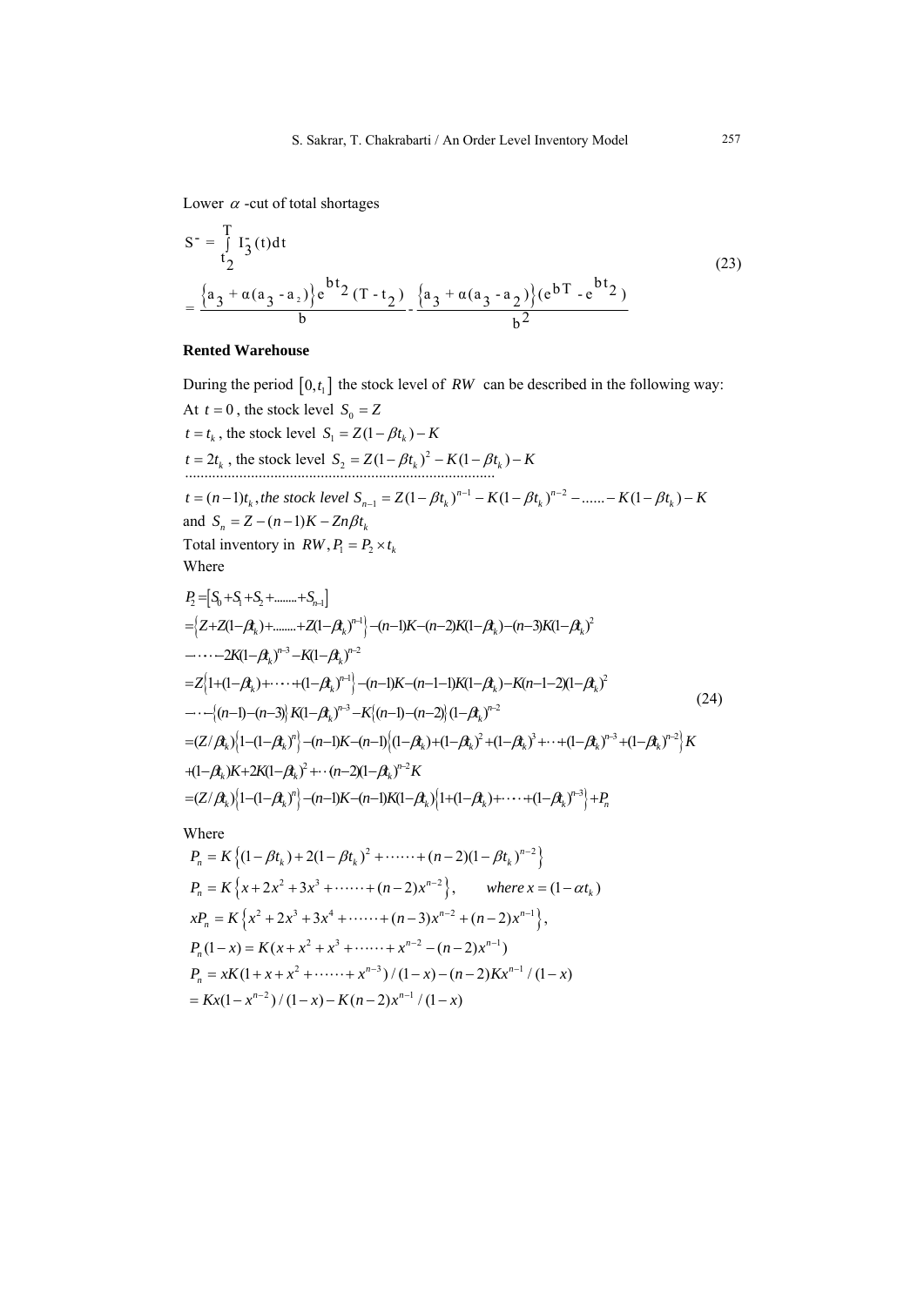Lower $\alpha$ -cut of total shortages

$$S^{-} = \int_{t_2}^{T} I_3^{-}(t)dt$$
$$= \frac{\left\{a_3 + \alpha(a_3 - a_2)\right\}e^{bt_2}(T - t_2)}{b} - \frac{\left\{a_3 + \alpha(a_3 - a_2)\right\}(e^{bT} - e^{bt_2})}{b^2} \tag{23}$$

**Rented Warehouse**

During the period $[0, t_1]$ the stock level of $RW$ can be described in the following way:

At $t = 0$, the stock level $S_0 = Z$

$t = t_k$, the stock level $S_1 = Z(1 - \beta t_k) - K$

$t = 2t_k$, the stock level $S_2 = Z(1 - \beta t_k)^2 - K(1 - \beta t_k) - K$

.................................................................................

$t = (n-1)t_k$, *the stock level* $S_{n-1} = Z(1 - \beta t_k)^{n-1} - K(1 - \beta t_k)^{n-2} - ...... - K(1 - \beta t_k) - K$

and $S_n = Z - (n-1)K - Zn\beta t_k$

Total inventory in $RW, P_1 = P_2 \times t_k$

Where

$$\begin{aligned}
P_2 &= \left[S_0 + S_1 + S_2 + ........ + S_{n-1}\right] \\
&= \left\{Z + Z(1-\beta t_k) + ........ + Z(1-\beta t_k)^{n-1}\right\} - (n-1)K - (n-2)K(1-\beta t_k) - (n-3)K(1-\beta t_k)^2 \\
&\quad - \cdots - 2K(1-\beta t_k)^{n-3} - K(1-\beta t_k)^{n-2} \\
&= Z\left\{1 + (1-\beta t_k) + \cdots + (1-\beta t_k)^{n-1}\right\} - (n-1)K - (n-1-1)K(1-\beta t_k) - K(n-1-2)(1-\beta t_k)^2 \\
&\quad - \cdots - \left\{(n-1)-(n-3)\right\}K(1-\beta t_k)^{n-3} - K\left\{(n-1)-(n-2)\right\}(1-\beta t_k)^{n-2} \\
&= (Z/\beta t_k)\left\{1-(1-\beta t_k)^n\right\} - (n-1)K - (n-1)\left\{(1-\beta t_k) + (1-\beta t_k)^2 + (1-\beta t_k)^3 + \cdots + (1-\beta t_k)^{n-3} + (1-\beta t_k)^{n-2}\right\}K \\
&\quad + (1-\beta t_k)K + 2K(1-\beta t_k)^2 + \cdots (n-2)(1-\beta t_k)^{n-2}K \\
&= (Z/\beta t_k)\left\{1-(1-\beta t_k)^n\right\} - (n-1)K - (n-1)K(1-\beta t_k)\left\{1 + (1-\beta t_k) + \cdots + (1-\beta t_k)^{n-3}\right\} + P_n
\end{aligned} \tag{24}$$

Where

$$P_n = K\left\{(1-\beta t_k) + 2(1-\beta t_k)^2 + \cdots\cdots + (n-2)(1-\beta t_k)^{n-2}\right\}$$

$$P_n = K\left\{x + 2x^2 + 3x^3 + \cdots\cdots + (n-2)x^{n-2}\right\}, \qquad \textit{where } x = (1-\alpha t_k)$$

$$xP_n = K\left\{x^2 + 2x^3 + 3x^4 + \cdots\cdots + (n-3)x^{n-2} + (n-2)x^{n-1}\right\},$$

$$P_n(1-x) = K(x + x^2 + x^3 + \cdots\cdots + x^{n-2} - (n-2)x^{n-1})$$

$$P_n = xK(1 + x + x^2 + \cdots\cdots + x^{n-3})/(1-x) - (n-2)Kx^{n-1}/(1-x)$$

$$= Kx(1-x^{n-2})/(1-x) - K(n-2)x^{n-1}/(1-x)$$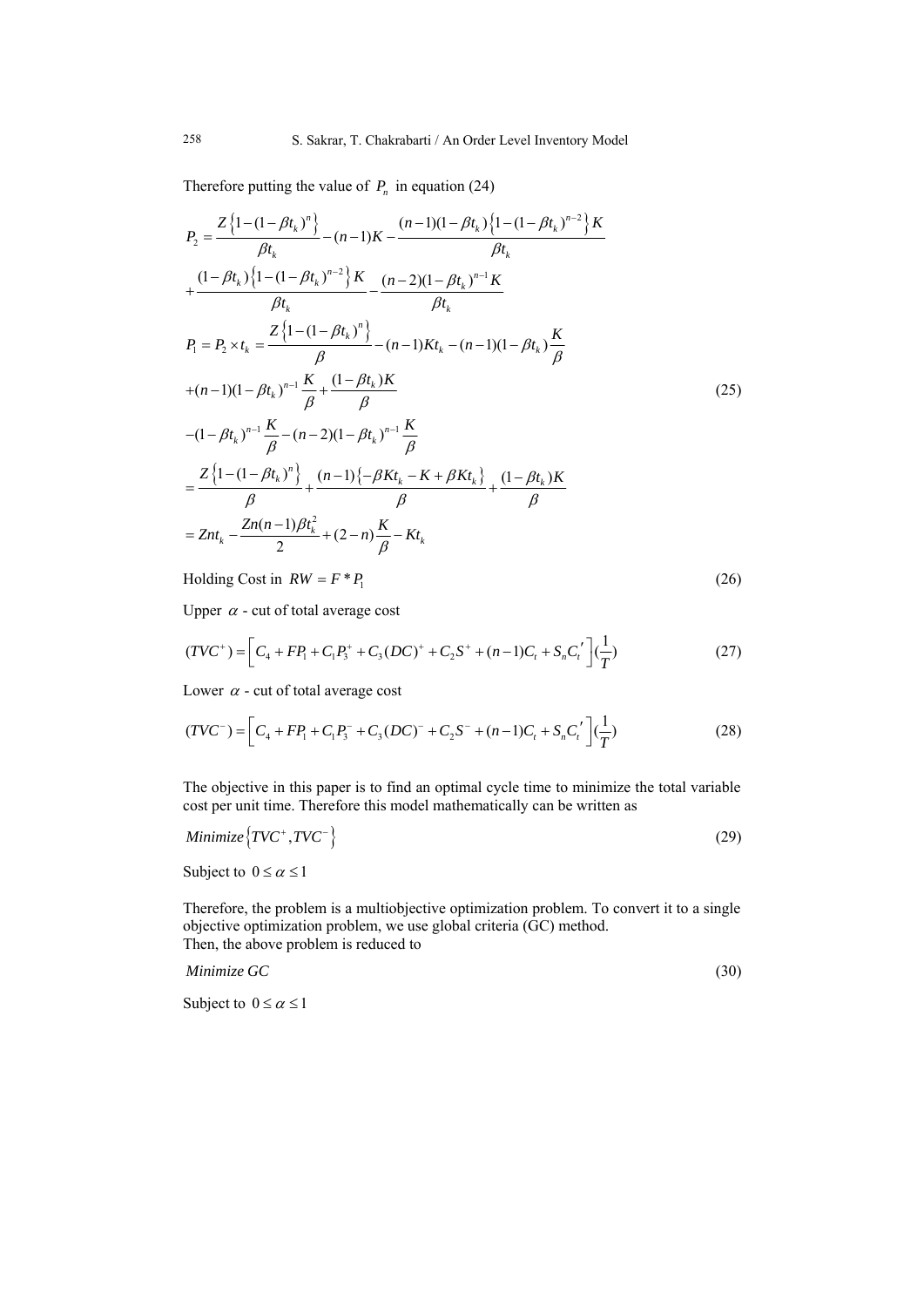Therefore putting the value of $P_n$ in equation (24)

$$P_2 = \frac{Z\left\{1-(1-\beta t_k)^n\right\}}{\beta t_k} - (n-1)K - \frac{(n-1)(1-\beta t_k)\left\{1-(1-\beta t_k)^{n-2}\right\}K}{\beta t_k}$$

$$+\frac{(1-\beta t_k)\left\{1-(1-\beta t_k)^{n-2}\right\}K}{\beta t_k} - \frac{(n-2)(1-\beta t_k)^{n-1}K}{\beta t_k}$$

$$P_1 = P_2 \times t_k = \frac{Z\left\{1-(1-\beta t_k)^n\right\}}{\beta} - (n-1)Kt_k - (n-1)(1-\beta t_k)\frac{K}{\beta}$$

$$+(n-1)(1-\beta t_k)^{n-1}\frac{K}{\beta} + \frac{(1-\beta t_k)K}{\beta} \tag{25}$$

$$-(1-\beta t_k)^{n-1}\frac{K}{\beta} - (n-2)(1-\beta t_k)^{n-1}\frac{K}{\beta}$$

$$= \frac{Z\left\{1-(1-\beta t_k)^n\right\}}{\beta} + \frac{(n-1)\left\{-\beta K t_k - K + \beta K t_k\right\}}{\beta} + \frac{(1-\beta t_k)K}{\beta}$$

$$= Znt_k - \frac{Zn(n-1)\beta t_k^2}{2} + (2-n)\frac{K}{\beta} - Kt_k$$

Holding Cost in $RW = F * P_1$ (26)

Upper $\alpha$ - cut of total average cost

$$(TVC^+) = \left[C_4 + FP_1 + C_1 P_3^+ + C_3(DC)^+ + C_2 S^+ + (n-1)C_t + S_n C_t'\right]\left(\frac{1}{T}\right) \tag{27}$$

Lower $\alpha$ - cut of total average cost

$$(TVC^-) = \left[C_4 + FP_1 + C_1 P_3^- + C_3(DC)^- + C_2 S^- + (n-1)C_t + S_n C_t'\right]\left(\frac{1}{T}\right) \tag{28}$$

The objective in this paper is to find an optimal cycle time to minimize the total variable cost per unit time. Therefore this model mathematically can be written as

$$Minimize\left\{TVC^+, TVC^-\right\} \tag{29}$$

Subject to $0 \le \alpha \le 1$

Therefore, the problem is a multiobjective optimization problem. To convert it to a single objective optimization problem, we use global criteria (GC) method.
Then, the above problem is reduced to

$$Minimize\ GC \tag{30}$$

Subject to $0 \le \alpha \le 1$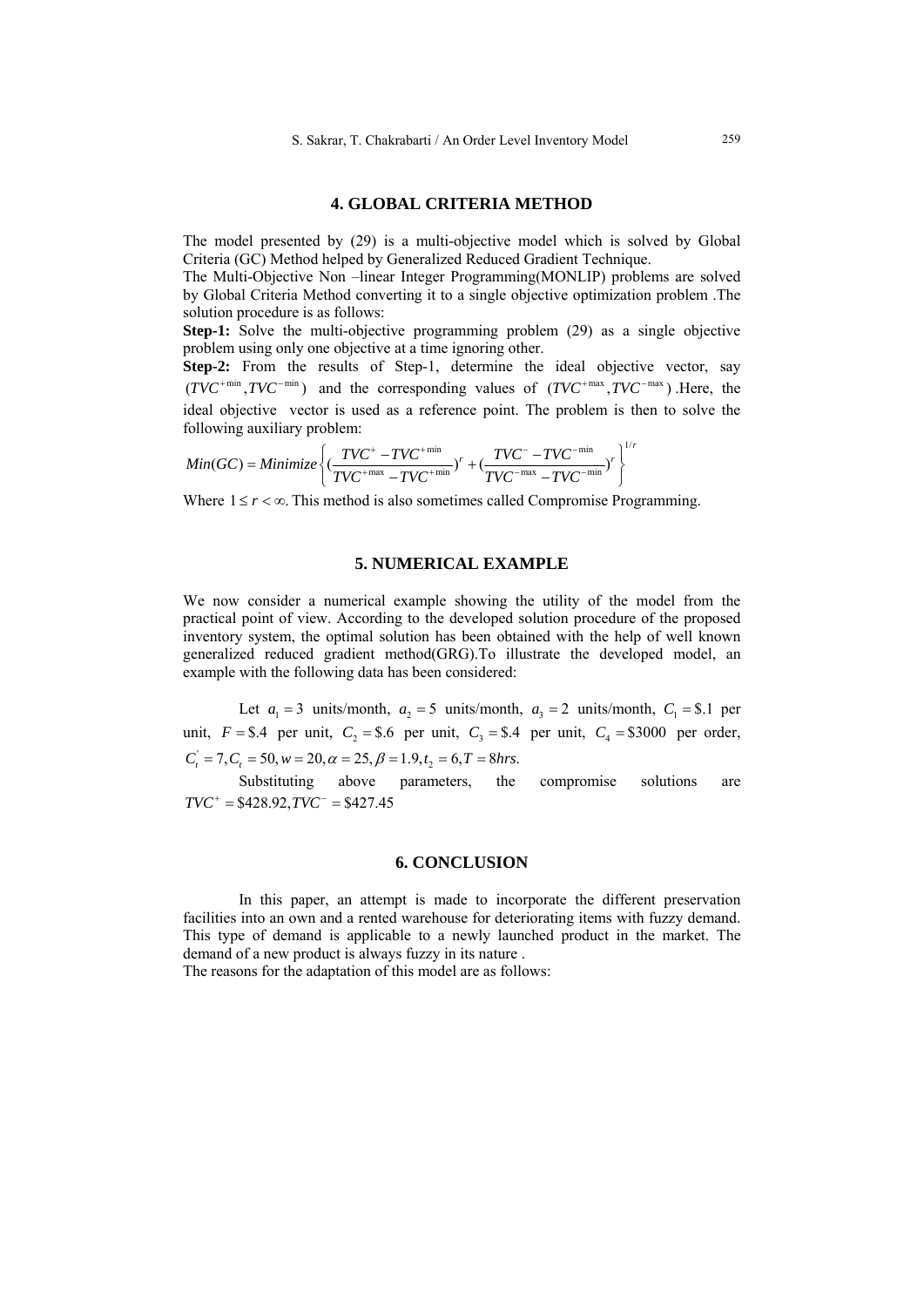## 4. GLOBAL CRITERIA METHOD

The model presented by (29) is a multi-objective model which is solved by Global Criteria (GC) Method helped by Generalized Reduced Gradient Technique.

The Multi-Objective Non –linear Integer Programming(MONLIP) problems are solved by Global Criteria Method converting it to a single objective optimization problem .The solution procedure is as follows:

**Step-1:** Solve the multi-objective programming problem (29) as a single objective problem using only one objective at a time ignoring other.

**Step-2:** From the results of Step-1, determine the ideal objective vector, say $(TVC^{+\min}, TVC^{-\min})$ and the corresponding values of $(TVC^{+\max}, TVC^{-\max})$ .Here, the ideal objective vector is used as a reference point. The problem is then to solve the following auxiliary problem:

$$Min(GC) = Minimize\left\{ \left(\frac{TVC^{+} - TVC^{+\min}}{TVC^{+\max} - TVC^{+\min}}\right)^{r} + \left(\frac{TVC^{-} - TVC^{-\min}}{TVC^{-\max} - TVC^{-\min}}\right)^{r} \right\}^{1/r}$$

Where $1 \le r < \infty$. This method is also sometimes called Compromise Programming.

## 5. NUMERICAL EXAMPLE

We now consider a numerical example showing the utility of the model from the practical point of view. According to the developed solution procedure of the proposed inventory system, the optimal solution has been obtained with the help of well known generalized reduced gradient method(GRG).To illustrate the developed model, an example with the following data has been considered:

Let $a_1 = 3$ units/month, $a_2 = 5$ units/month, $a_3 = 2$ units/month, $C_1 = \$.1$ per unit, $F = \$.4$ per unit, $C_2 = \$.6$ per unit, $C_3 = \$.4$ per unit, $C_4 = \$3000$ per order, $C_t^{'} = 7, C_t = 50, w = 20, \alpha = 25, \beta = 1.9, t_2 = 6, T = 8hrs.$

Substituting above parameters, the compromise solutions are $TVC^{+} = \$428.92, TVC^{-} = \$427.45$

## 6. CONCLUSION

In this paper, an attempt is made to incorporate the different preservation facilities into an own and a rented warehouse for deteriorating items with fuzzy demand. This type of demand is applicable to a newly launched product in the market. The demand of a new product is always fuzzy in its nature .

The reasons for the adaptation of this model are as follows: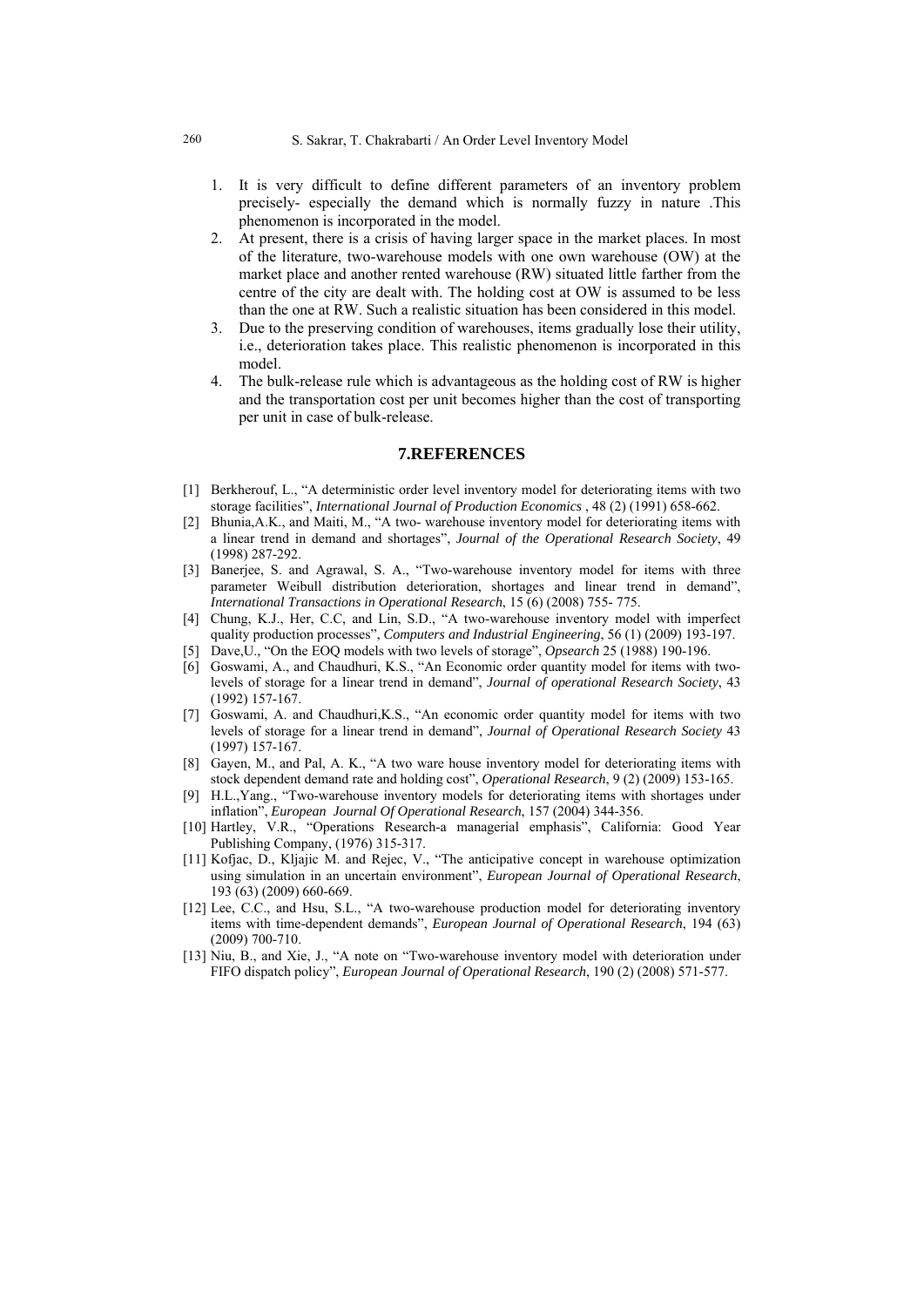1. It is very difficult to define different parameters of an inventory problem precisely- especially the demand which is normally fuzzy in nature .This phenomenon is incorporated in the model.
2. At present, there is a crisis of having larger space in the market places. In most of the literature, two-warehouse models with one own warehouse (OW) at the market place and another rented warehouse (RW) situated little farther from the centre of the city are dealt with. The holding cost at OW is assumed to be less than the one at RW. Such a realistic situation has been considered in this model.
3. Due to the preserving condition of warehouses, items gradually lose their utility, i.e., deterioration takes place. This realistic phenomenon is incorporated in this model.
4. The bulk-release rule which is advantageous as the holding cost of RW is higher and the transportation cost per unit becomes higher than the cost of transporting per unit in case of bulk-release.

## 7.REFERENCES

[1] Berkherouf, L., "A deterministic order level inventory model for deteriorating items with two storage facilities", *International Journal of Production Economics* , 48 (2) (1991) 658-662.

[2] Bhunia,A.K., and Maiti, M., "A two- warehouse inventory model for deteriorating items with a linear trend in demand and shortages", *Journal of the Operational Research Society*, 49 (1998) 287-292.

[3] Banerjee, S. and Agrawal, S. A., "Two-warehouse inventory model for items with three parameter Weibull distribution deterioration, shortages and linear trend in demand", *International Transactions in Operational Research*, 15 (6) (2008) 755- 775.

[4] Chung, K.J., Her, C.C, and Lin, S.D., "A two-warehouse inventory model with imperfect quality production processes", *Computers and Industrial Engineering*, 56 (1) (2009) 193-197.

[5] Dave,U., "On the EOQ models with two levels of storage", *Opsearch* 25 (1988) 190-196.

[6] Goswami, A., and Chaudhuri, K.S., "An Economic order quantity model for items with two-levels of storage for a linear trend in demand", *Journal of operational Research Society*, 43 (1992) 157-167.

[7] Goswami, A. and Chaudhuri,K.S., "An economic order quantity model for items with two levels of storage for a linear trend in demand", *Journal of Operational Research Society* 43 (1997) 157-167.

[8] Gayen, M., and Pal, A. K., "A two ware house inventory model for deteriorating items with stock dependent demand rate and holding cost", *Operational Research*, 9 (2) (2009) 153-165.

[9] H.L.,Yang., "Two-warehouse inventory models for deteriorating items with shortages under inflation", *European Journal Of Operational Research*, 157 (2004) 344-356.

[10] Hartley, V.R., "Operations Research-a managerial emphasis", California: Good Year Publishing Company, (1976) 315-317.

[11] Kofjac, D., Kljajic M. and Rejec, V., "The anticipative concept in warehouse optimization using simulation in an uncertain environment", *European Journal of Operational Research*, 193 (63) (2009) 660-669.

[12] Lee, C.C., and Hsu, S.L., "A two-warehouse production model for deteriorating inventory items with time-dependent demands", *European Journal of Operational Research*, 194 (63) (2009) 700-710.

[13] Niu, B., and Xie, J., "A note on "Two-warehouse inventory model with deterioration under FIFO dispatch policy", *European Journal of Operational Research*, 190 (2) (2008) 571-577.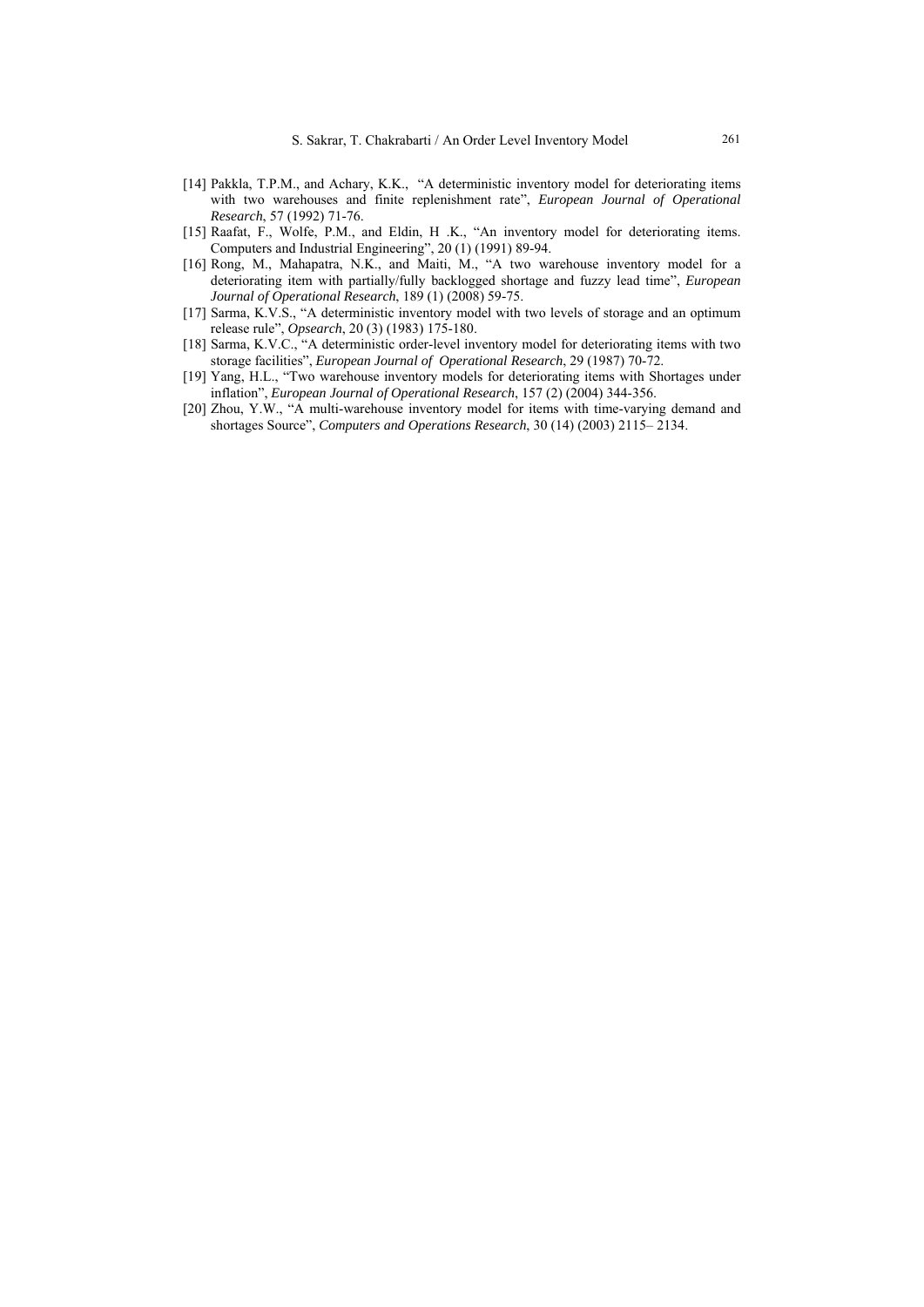[14] Pakkla, T.P.M., and Achary, K.K., "A deterministic inventory model for deteriorating items with two warehouses and finite replenishment rate", *European Journal of Operational Research*, 57 (1992) 71-76.

[15] Raafat, F., Wolfe, P.M., and Eldin, H .K., "An inventory model for deteriorating items. Computers and Industrial Engineering", 20 (1) (1991) 89-94.

[16] Rong, M., Mahapatra, N.K., and Maiti, M., "A two warehouse inventory model for a deteriorating item with partially/fully backlogged shortage and fuzzy lead time", *European Journal of Operational Research*, 189 (1) (2008) 59-75.

[17] Sarma, K.V.S., "A deterministic inventory model with two levels of storage and an optimum release rule", *Opsearch*, 20 (3) (1983) 175-180.

[18] Sarma, K.V.C., "A deterministic order-level inventory model for deteriorating items with two storage facilities", *European Journal of Operational Research*, 29 (1987) 70-72.

[19] Yang, H.L., "Two warehouse inventory models for deteriorating items with Shortages under inflation", *European Journal of Operational Research*, 157 (2) (2004) 344-356.

[20] Zhou, Y.W., "A multi-warehouse inventory model for items with time-varying demand and shortages Source", *Computers and Operations Research*, 30 (14) (2003) 2115– 2134.